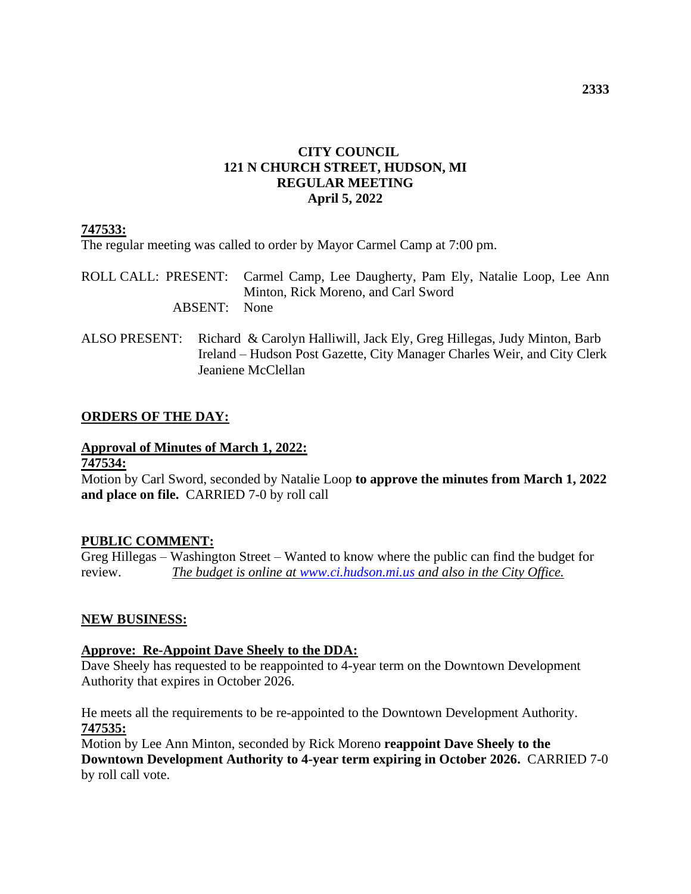# CITY COUNCIL
# 121 N CHURCH STREET, HUDSON, MI
# REGULAR MEETING
# April 5, 2022

**747533:**

The regular meeting was called to order by Mayor Carmel Camp at 7:00 pm.

ROLL CALL: PRESENT: Carmel Camp, Lee Daugherty, Pam Ely, Natalie Loop, Lee Ann Minton, Rick Moreno, and Carl Sword

ABSENT: None

ALSO PRESENT: Richard & Carolyn Halliwill, Jack Ely, Greg Hillegas, Judy Minton, Barb Ireland – Hudson Post Gazette, City Manager Charles Weir, and City Clerk Jeaniene McClellan

## ORDERS OF THE DAY:

**Approval of Minutes of March 1, 2022:**

**747534:**

Motion by Carl Sword, seconded by Natalie Loop **to approve the minutes from March 1, 2022 and place on file.** CARRIED 7-0 by roll call

## PUBLIC COMMENT:

Greg Hillegas – Washington Street – Wanted to know where the public can find the budget for review. *The budget is online at www.ci.hudson.mi.us and also in the City Office.*

## NEW BUSINESS:

**Approve: Re-Appoint Dave Sheely to the DDA:**

Dave Sheely has requested to be reappointed to 4-year term on the Downtown Development Authority that expires in October 2026.

He meets all the requirements to be re-appointed to the Downtown Development Authority.

**747535:**

Motion by Lee Ann Minton, seconded by Rick Moreno **reappoint Dave Sheely to the Downtown Development Authority to 4-year term expiring in October 2026.** CARRIED 7-0 by roll call vote.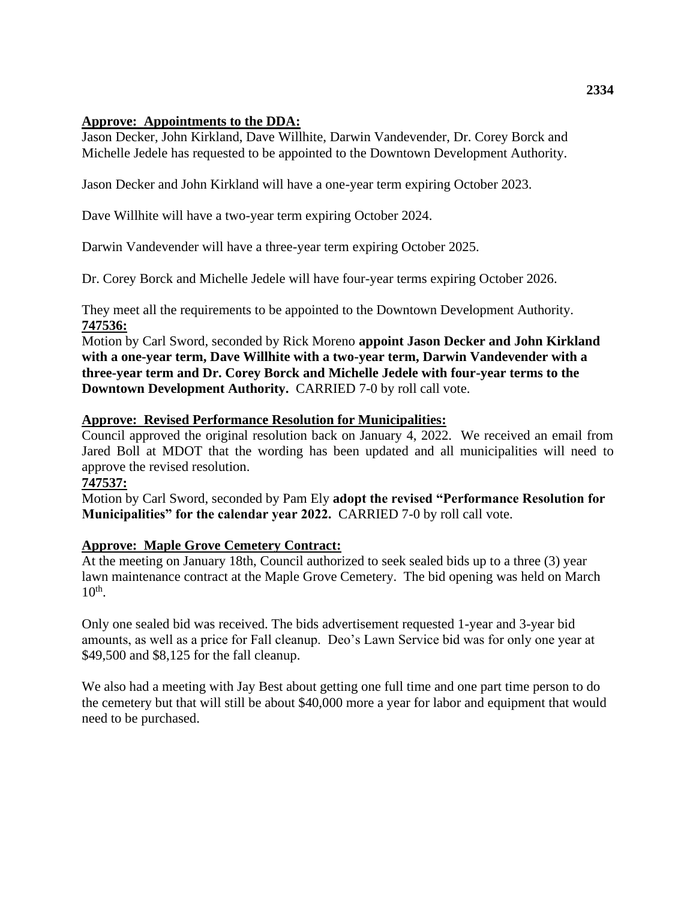**Approve: Appointments to the DDA:**

Jason Decker, John Kirkland, Dave Willhite, Darwin Vandevender, Dr. Corey Borck and Michelle Jedele has requested to be appointed to the Downtown Development Authority.

Jason Decker and John Kirkland will have a one-year term expiring October 2023.

Dave Willhite will have a two-year term expiring October 2024.

Darwin Vandevender will have a three-year term expiring October 2025.

Dr. Corey Borck and Michelle Jedele will have four-year terms expiring October 2026.

They meet all the requirements to be appointed to the Downtown Development Authority.

**747536:**

Motion by Carl Sword, seconded by Rick Moreno **appoint Jason Decker and John Kirkland with a one-year term, Dave Willhite with a two-year term, Darwin Vandevender with a three-year term and Dr. Corey Borck and Michelle Jedele with four-year terms to the Downtown Development Authority.** CARRIED 7-0 by roll call vote.

**Approve: Revised Performance Resolution for Municipalities:**

Council approved the original resolution back on January 4, 2022. We received an email from Jared Boll at MDOT that the wording has been updated and all municipalities will need to approve the revised resolution.

**747537:**

Motion by Carl Sword, seconded by Pam Ely **adopt the revised "Performance Resolution for Municipalities" for the calendar year 2022.** CARRIED 7-0 by roll call vote.

**Approve: Maple Grove Cemetery Contract:**

At the meeting on January 18th, Council authorized to seek sealed bids up to a three (3) year lawn maintenance contract at the Maple Grove Cemetery. The bid opening was held on March 10th.

Only one sealed bid was received. The bids advertisement requested 1-year and 3-year bid amounts, as well as a price for Fall cleanup. Deo's Lawn Service bid was for only one year at $49,500 and $8,125 for the fall cleanup.

We also had a meeting with Jay Best about getting one full time and one part time person to do the cemetery but that will still be about $40,000 more a year for labor and equipment that would need to be purchased.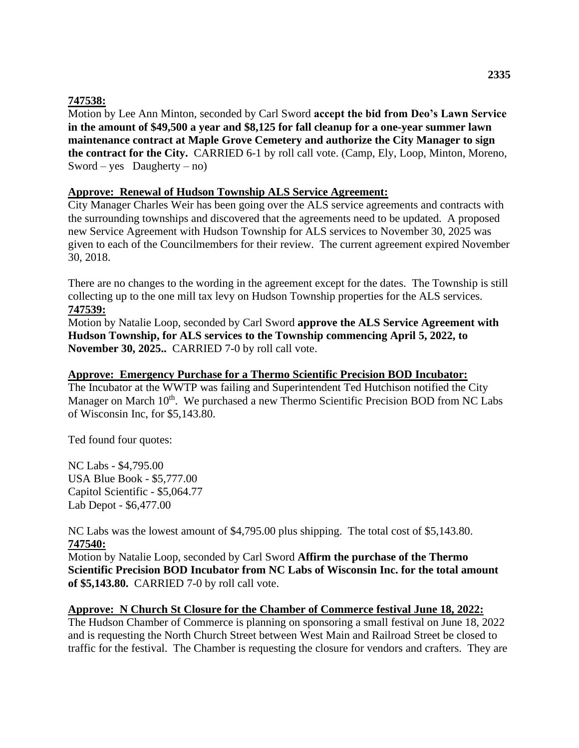**747538:**

Motion by Lee Ann Minton, seconded by Carl Sword **accept the bid from Deo's Lawn Service in the amount of $49,500 a year and $8,125 for fall cleanup for a one-year summer lawn maintenance contract at Maple Grove Cemetery and authorize the City Manager to sign the contract for the City.** CARRIED 6-1 by roll call vote. (Camp, Ely, Loop, Minton, Moreno, Sword – yes Daugherty – no)

**Approve: Renewal of Hudson Township ALS Service Agreement:**

City Manager Charles Weir has been going over the ALS service agreements and contracts with the surrounding townships and discovered that the agreements need to be updated. A proposed new Service Agreement with Hudson Township for ALS services to November 30, 2025 was given to each of the Councilmembers for their review. The current agreement expired November 30, 2018.

There are no changes to the wording in the agreement except for the dates. The Township is still collecting up to the one mill tax levy on Hudson Township properties for the ALS services.

**747539:**

Motion by Natalie Loop, seconded by Carl Sword **approve the ALS Service Agreement with Hudson Township, for ALS services to the Township commencing April 5, 2022, to November 30, 2025..** CARRIED 7-0 by roll call vote.

**Approve: Emergency Purchase for a Thermo Scientific Precision BOD Incubator:**

The Incubator at the WWTP was failing and Superintendent Ted Hutchison notified the City Manager on March 10th. We purchased a new Thermo Scientific Precision BOD from NC Labs of Wisconsin Inc, for $5,143.80.

Ted found four quotes:

NC Labs - $4,795.00
USA Blue Book - $5,777.00
Capitol Scientific - $5,064.77
Lab Depot - $6,477.00

NC Labs was the lowest amount of $4,795.00 plus shipping. The total cost of $5,143.80.

**747540:**

Motion by Natalie Loop, seconded by Carl Sword **Affirm the purchase of the Thermo Scientific Precision BOD Incubator from NC Labs of Wisconsin Inc. for the total amount of $5,143.80.** CARRIED 7-0 by roll call vote.

**Approve: N Church St Closure for the Chamber of Commerce festival June 18, 2022:**

The Hudson Chamber of Commerce is planning on sponsoring a small festival on June 18, 2022 and is requesting the North Church Street between West Main and Railroad Street be closed to traffic for the festival. The Chamber is requesting the closure for vendors and crafters. They are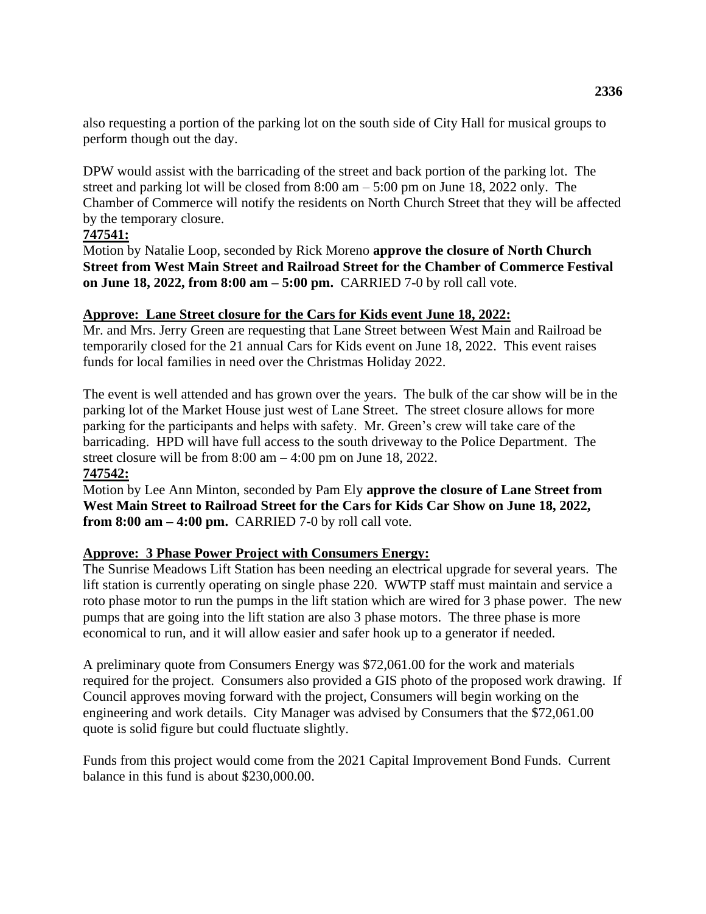also requesting a portion of the parking lot on the south side of City Hall for musical groups to perform though out the day.

DPW would assist with the barricading of the street and back portion of the parking lot. The street and parking lot will be closed from 8:00 am – 5:00 pm on June 18, 2022 only. The Chamber of Commerce will notify the residents on North Church Street that they will be affected by the temporary closure.

**747541:**

Motion by Natalie Loop, seconded by Rick Moreno **approve the closure of North Church Street from West Main Street and Railroad Street for the Chamber of Commerce Festival on June 18, 2022, from 8:00 am – 5:00 pm.** CARRIED 7-0 by roll call vote.

**Approve: Lane Street closure for the Cars for Kids event June 18, 2022:**

Mr. and Mrs. Jerry Green are requesting that Lane Street between West Main and Railroad be temporarily closed for the 21 annual Cars for Kids event on June 18, 2022. This event raises funds for local families in need over the Christmas Holiday 2022.

The event is well attended and has grown over the years. The bulk of the car show will be in the parking lot of the Market House just west of Lane Street. The street closure allows for more parking for the participants and helps with safety. Mr. Green's crew will take care of the barricading. HPD will have full access to the south driveway to the Police Department. The street closure will be from 8:00 am – 4:00 pm on June 18, 2022.

**747542:**

Motion by Lee Ann Minton, seconded by Pam Ely **approve the closure of Lane Street from West Main Street to Railroad Street for the Cars for Kids Car Show on June 18, 2022, from 8:00 am – 4:00 pm.** CARRIED 7-0 by roll call vote.

**Approve: 3 Phase Power Project with Consumers Energy:**

The Sunrise Meadows Lift Station has been needing an electrical upgrade for several years. The lift station is currently operating on single phase 220. WWTP staff must maintain and service a roto phase motor to run the pumps in the lift station which are wired for 3 phase power. The new pumps that are going into the lift station are also 3 phase motors. The three phase is more economical to run, and it will allow easier and safer hook up to a generator if needed.

A preliminary quote from Consumers Energy was $72,061.00 for the work and materials required for the project. Consumers also provided a GIS photo of the proposed work drawing. If Council approves moving forward with the project, Consumers will begin working on the engineering and work details. City Manager was advised by Consumers that the $72,061.00 quote is solid figure but could fluctuate slightly.

Funds from this project would come from the 2021 Capital Improvement Bond Funds. Current balance in this fund is about $230,000.00.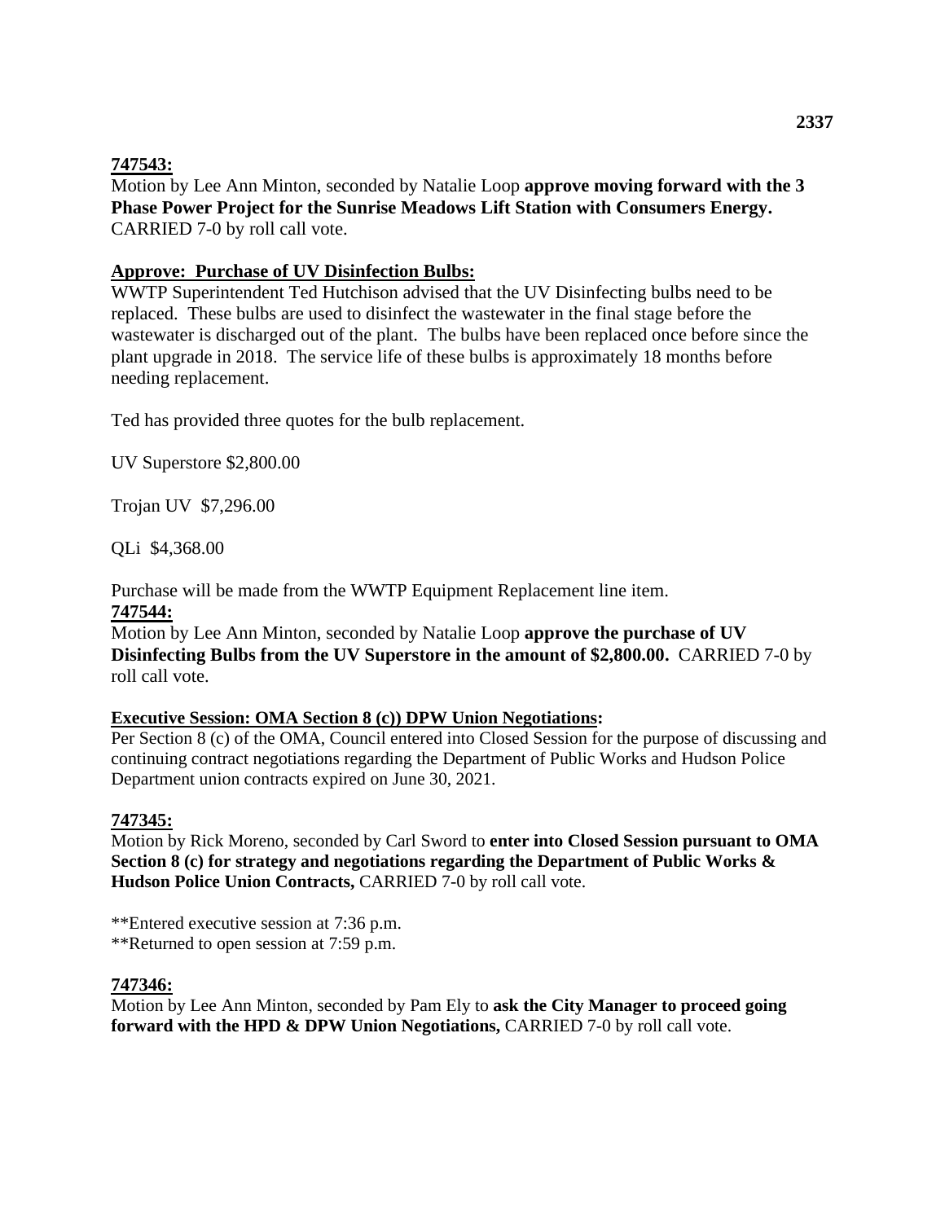**747543:**

Motion by Lee Ann Minton, seconded by Natalie Loop **approve moving forward with the 3 Phase Power Project for the Sunrise Meadows Lift Station with Consumers Energy.** CARRIED 7-0 by roll call vote.

**Approve: Purchase of UV Disinfection Bulbs:**

WWTP Superintendent Ted Hutchison advised that the UV Disinfecting bulbs need to be replaced. These bulbs are used to disinfect the wastewater in the final stage before the wastewater is discharged out of the plant. The bulbs have been replaced once before since the plant upgrade in 2018. The service life of these bulbs is approximately 18 months before needing replacement.

Ted has provided three quotes for the bulb replacement.

UV Superstore $2,800.00

Trojan UV $7,296.00

QLi $4,368.00

Purchase will be made from the WWTP Equipment Replacement line item.

**747544:**

Motion by Lee Ann Minton, seconded by Natalie Loop **approve the purchase of UV Disinfecting Bulbs from the UV Superstore in the amount of $2,800.00.** CARRIED 7-0 by roll call vote.

**Executive Session: OMA Section 8 (c)) DPW Union Negotiations:**

Per Section 8 (c) of the OMA, Council entered into Closed Session for the purpose of discussing and continuing contract negotiations regarding the Department of Public Works and Hudson Police Department union contracts expired on June 30, 2021.

**747345:**

Motion by Rick Moreno, seconded by Carl Sword to **enter into Closed Session pursuant to OMA Section 8 (c) for strategy and negotiations regarding the Department of Public Works & Hudson Police Union Contracts,** CARRIED 7-0 by roll call vote.

**Entered executive session at 7:36 p.m.
**Returned to open session at 7:59 p.m.

**747346:**

Motion by Lee Ann Minton, seconded by Pam Ely to **ask the City Manager to proceed going forward with the HPD & DPW Union Negotiations,** CARRIED 7-0 by roll call vote.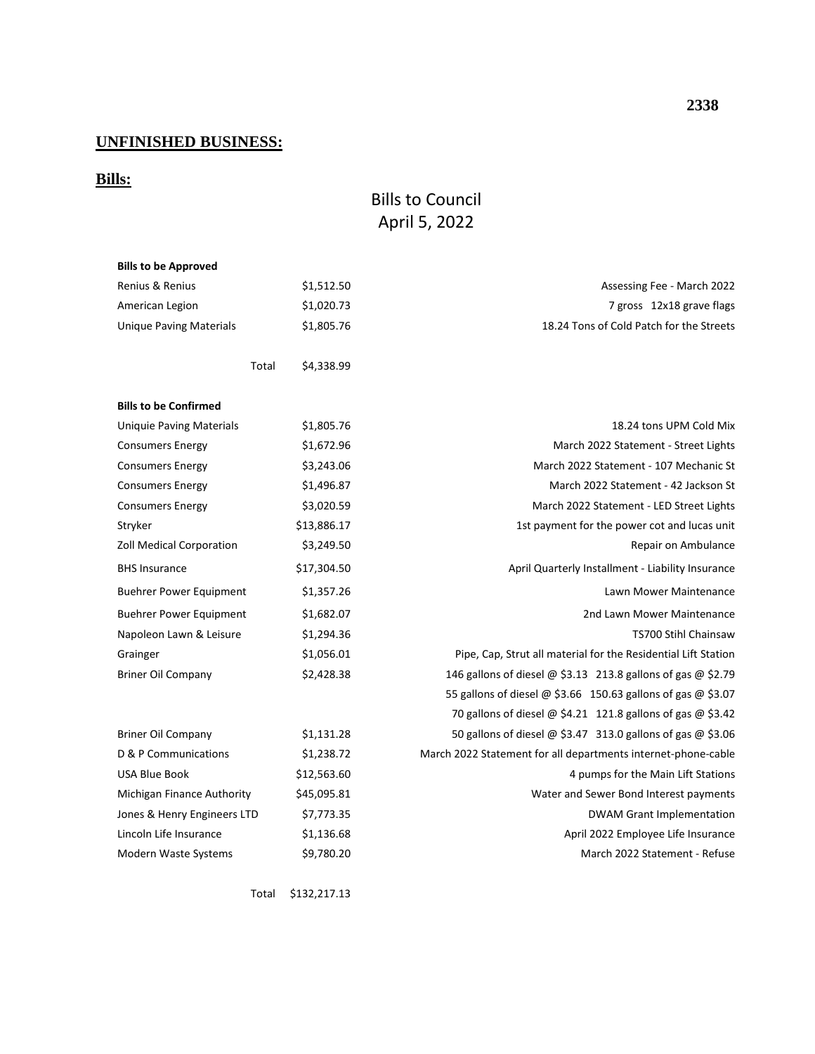## UNFINISHED BUSINESS:

### Bills:

# Bills to Council
# April 5, 2022

| **Bills to be Approved** | | |
|---|---|---|
| Renius & Renius | $1,512.50 | Assessing Fee - March 2022 |
| American Legion | $1,020.73 | 7 gross 12x18 grave flags |
| Unique Paving Materials | $1,805.76 | 18.24 Tons of Cold Patch for the Streets |
| Total | $4,338.99 | |

| **Bills to be Confirmed** | | |
|---|---|---|
| Uniquie Paving Materials | $1,805.76 | 18.24 tons UPM Cold Mix |
| Consumers Energy | $1,672.96 | March 2022 Statement - Street Lights |
| Consumers Energy | $3,243.06 | March 2022 Statement - 107 Mechanic St |
| Consumers Energy | $1,496.87 | March 2022 Statement - 42 Jackson St |
| Consumers Energy | $3,020.59 | March 2022 Statement - LED Street Lights |
| Stryker | $13,886.17 | 1st payment for the power cot and lucas unit |
| Zoll Medical Corporation | $3,249.50 | Repair on Ambulance |
| BHS Insurance | $17,304.50 | April Quarterly Installment - Liability Insurance |
| Buehrer Power Equipment | $1,357.26 | Lawn Mower Maintenance |
| Buehrer Power Equipment | $1,682.07 | 2nd Lawn Mower Maintenance |
| Napoleon Lawn & Leisure | $1,294.36 | TS700 Stihl Chainsaw |
| Grainger | $1,056.01 | Pipe, Cap, Strut all material for the Residential Lift Station |
| Briner Oil Company | $2,428.38 | 146 gallons of diesel @ $3.13 213.8 gallons of gas @ $2.79 |
| | | 55 gallons of diesel @ $3.66 150.63 gallons of gas @ $3.07 |
| | | 70 gallons of diesel @ $4.21 121.8 gallons of gas @ $3.42 |
| Briner Oil Company | $1,131.28 | 50 gallons of diesel @ $3.47 313.0 gallons of gas @ $3.06 |
| D & P Communications | $1,238.72 | March 2022 Statement for all departments internet-phone-cable |
| USA Blue Book | $12,563.60 | 4 pumps for the Main Lift Stations |
| Michigan Finance Authority | $45,095.81 | Water and Sewer Bond Interest payments |
| Jones & Henry Engineers LTD | $7,773.35 | DWAM Grant Implementation |
| Lincoln Life Insurance | $1,136.68 | April 2022 Employee Life Insurance |
| Modern Waste Systems | $9,780.20 | March 2022 Statement - Refuse |
| Total | $132,217.13 | |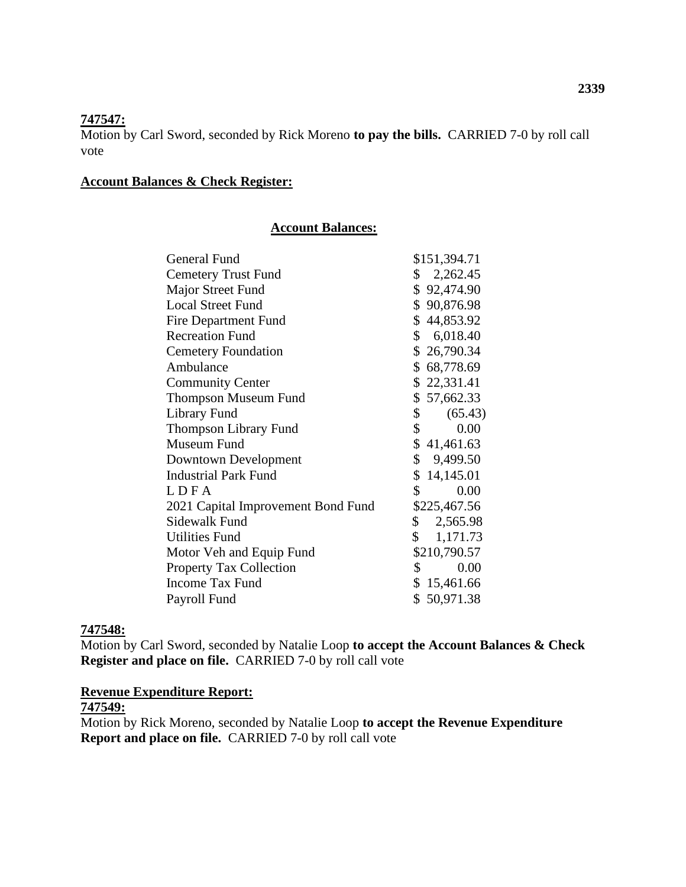**747547:**
Motion by Carl Sword, seconded by Rick Moreno **to pay the bills.** CARRIED 7-0 by roll call vote

**Account Balances & Check Register:**

**Account Balances:**

| Fund | Balance |
|---|---|
| General Fund | $151,394.71 |
| Cemetery Trust Fund | $ 2,262.45 |
| Major Street Fund | $ 92,474.90 |
| Local Street Fund | $ 90,876.98 |
| Fire Department Fund | $ 44,853.92 |
| Recreation Fund | $ 6,018.40 |
| Cemetery Foundation | $ 26,790.34 |
| Ambulance | $ 68,778.69 |
| Community Center | $ 22,331.41 |
| Thompson Museum Fund | $ 57,662.33 |
| Library Fund | $ (65.43) |
| Thompson Library Fund | $ 0.00 |
| Museum Fund | $ 41,461.63 |
| Downtown Development | $ 9,499.50 |
| Industrial Park Fund | $ 14,145.01 |
| L D F A | $ 0.00 |
| 2021 Capital Improvement Bond Fund | $225,467.56 |
| Sidewalk Fund | $ 2,565.98 |
| Utilities Fund | $ 1,171.73 |
| Motor Veh and Equip Fund | $210,790.57 |
| Property Tax Collection | $ 0.00 |
| Income Tax Fund | $ 15,461.66 |
| Payroll Fund | $ 50,971.38 |

**747548:**
Motion by Carl Sword, seconded by Natalie Loop **to accept the Account Balances & Check Register and place on file.** CARRIED 7-0 by roll call vote

**Revenue Expenditure Report:**
**747549:**
Motion by Rick Moreno, seconded by Natalie Loop **to accept the Revenue Expenditure Report and place on file.** CARRIED 7-0 by roll call vote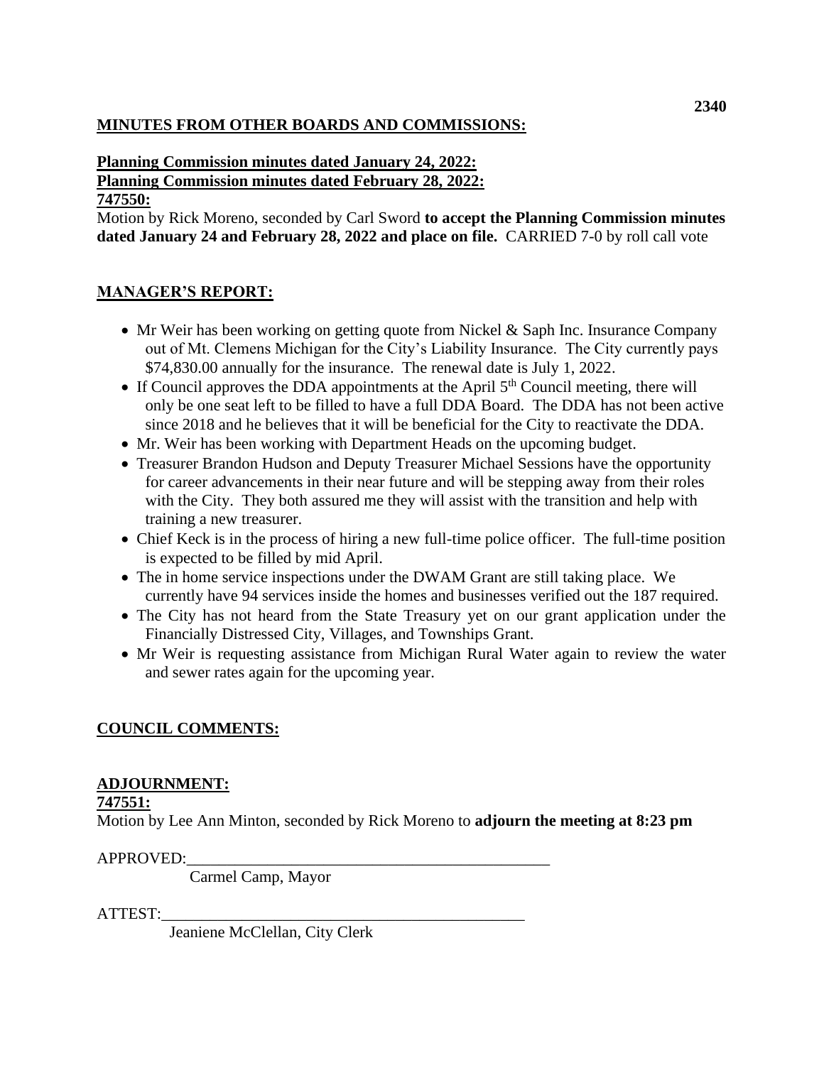## MINUTES FROM OTHER BOARDS AND COMMISSIONS:

**Planning Commission minutes dated January 24, 2022:**
**Planning Commission minutes dated February 28, 2022:**
**747550:**
Motion by Rick Moreno, seconded by Carl Sword **to accept the Planning Commission minutes dated January 24 and February 28, 2022 and place on file.** CARRIED 7-0 by roll call vote

## MANAGER'S REPORT:

- Mr Weir has been working on getting quote from Nickel & Saph Inc. Insurance Company out of Mt. Clemens Michigan for the City's Liability Insurance. The City currently pays $74,830.00 annually for the insurance. The renewal date is July 1, 2022.
- If Council approves the DDA appointments at the April 5th Council meeting, there will only be one seat left to be filled to have a full DDA Board. The DDA has not been active since 2018 and he believes that it will be beneficial for the City to reactivate the DDA.
- Mr. Weir has been working with Department Heads on the upcoming budget.
- Treasurer Brandon Hudson and Deputy Treasurer Michael Sessions have the opportunity for career advancements in their near future and will be stepping away from their roles with the City. They both assured me they will assist with the transition and help with training a new treasurer.
- Chief Keck is in the process of hiring a new full-time police officer. The full-time position is expected to be filled by mid April.
- The in home service inspections under the DWAM Grant are still taking place. We currently have 94 services inside the homes and businesses verified out the 187 required.
- The City has not heard from the State Treasury yet on our grant application under the Financially Distressed City, Villages, and Townships Grant.
- Mr Weir is requesting assistance from Michigan Rural Water again to review the water and sewer rates again for the upcoming year.

## COUNCIL COMMENTS:

## ADJOURNMENT:

**747551:**
Motion by Lee Ann Minton, seconded by Rick Moreno to **adjourn the meeting at 8:23 pm**

APPROVED:_______________________________________________
Carmel Camp, Mayor

ATTEST:_______________________________________________
Jeaniene McClellan, City Clerk